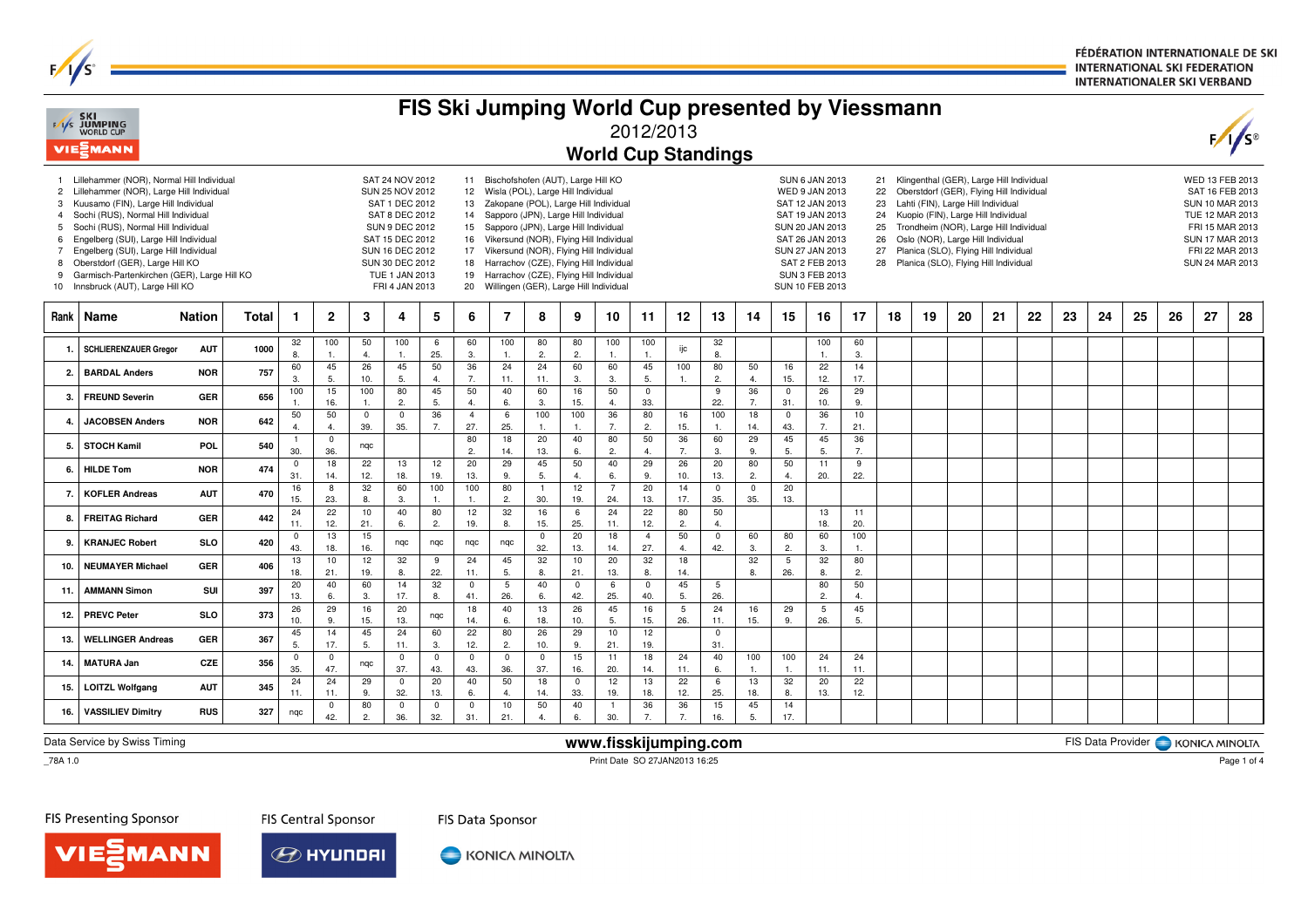# FIS Ski Jumping World Cup presented by Viessmann

## 2012/2013

## World Cup Standings

1 Lillehammer (NOR), Normal Hill Individual — SAT 24 NOV 2012
2 Lillehammer (NOR), Large Hill Individual — SUN 25 NOV 2012
3 Kuusamo (FIN), Large Hill Individual — SAT 1 DEC 2012
4 Sochi (RUS), Normal Hill Individual — SAT 8 DEC 2012
5 Sochi (RUS), Normal Hill Individual — SUN 9 DEC 2012
6 Engelberg (SUI), Large Hill Individual — SAT 15 DEC 2012
7 Engelberg (SUI), Large Hill Individual — SUN 16 DEC 2012
8 Oberstdorf (GER), Large Hill KO — SUN 30 DEC 2012
9 Garmisch-Partenkirchen (GER), Large Hill KO — TUE 1 JAN 2013
10 Innsbruck (AUT), Large Hill KO — FRI 4 JAN 2013
11 Bischofshofen (AUT), Large Hill KO — SUN 6 JAN 2013
12 Wisla (POL), Large Hill Individual — WED 9 JAN 2013
13 Zakopane (POL), Large Hill Individual — SAT 12 JAN 2013
14 Sapporo (JPN), Large Hill Individual — SAT 19 JAN 2013
15 Sapporo (JPN), Large Hill Individual — SUN 20 JAN 2013
16 Vikersund (NOR), Flying Hill Individual — SAT 26 JAN 2013
17 Vikersund (NOR), Flying Hill Individual — SUN 27 JAN 2013
18 Harrachov (CZE), Flying Hill Individual — SAT 2 FEB 2013
19 Harrachov (CZE), Flying Hill Individual — SUN 3 FEB 2013
20 Willingen (GER), Large Hill Individual — SUN 10 FEB 2013
21 Klingenthal (GER), Large Hill Individual — WED 13 FEB 2013
22 Oberstdorf (GER), Flying Hill Individual — SAT 16 FEB 2013
23 Lahti (FIN), Large Hill Individual — SUN 10 MAR 2013
24 Kuopio (FIN), Large Hill Individual — TUE 12 MAR 2013
25 Trondheim (NOR), Large Hill Individual — FRI 15 MAR 2013
26 Oslo (NOR), Large Hill Individual — SUN 17 MAR 2013
27 Planica (SLO), Flying Hill Individual — FRI 22 MAR 2013
28 Planica (SLO), Flying Hill Individual — SUN 24 MAR 2013

| Rank | Name | Nation | Total | 1 | 2 | 3 | 4 | 5 | 6 | 7 | 8 | 9 | 10 | 11 | 12 | 13 | 14 | 15 | 16 | 17 | 18 | 19 | 20 | 21 | 22 | 23 | 24 | 25 | 26 | 27 | 28 |
|---|---|---|---|---|---|---|---|---|---|---|---|---|---|---|---|---|---|---|---|---|---|---|---|---|---|---|---|---|---|---|---|
| 1. | SCHLIERENZAUER Gregor | AUT | 1000 | 32 8. | 100 1. | 50 4. | 100 1. | 6 25. | 60 3. | 100 1. | 80 2. | 80 2. | 100 1. | 100 1. | ijc | 32 8. | | | 100 1. | 60 3. | | | | | | | | | | | |
| 2. | BARDAL Anders | NOR | 757 | 60 3. | 45 5. | 26 10. | 45 5. | 50 4. | 36 7. | 24 11. | 24 11. | 60 3. | 60 3. | 45 5. | 100 1. | 80 2. | 50 4. | 16 15. | 22 12. | 14 17. | | | | | | | | | | | |
| 3. | FREUND Severin | GER | 656 | 100 1. | 15 16. | 100 1. | 80 2. | 45 5. | 50 4. | 40 6. | 60 3. | 16 15. | 50 4. | 0 33. | | 9 22. | 36 7. | 0 31. | 26 10. | 29 9. | | | | | | | | | | | |
| 4. | JACOBSEN Anders | NOR | 642 | 50 4. | 50 4. | 0 39. | 0 35. | 36 7. | 4 27. | 6 25. | 100 1. | 100 1. | 36 7. | 80 2. | 16 15. | 100 1. | 18 14. | 0 43. | 36 7. | 10 21. | | | | | | | | | | | |
| 5. | STOCH Kamil | POL | 540 | 1 30. | 0 36. | nqc | | | 80 2. | 18 14. | 20 13. | 40 6. | 80 2. | 50 4. | 36 7. | 60 3. | 29 9. | 45 5. | 45 5. | 36 7. | | | | | | | | | | | |
| 6. | HILDE Tom | NOR | 474 | 0 31. | 18 14. | 22 12. | 13 18. | 12 19. | 20 13. | 29 9. | 45 5. | 50 4. | 40 6. | 29 9. | 26 10. | 20 13. | 80 2. | 50 4. | 11 20. | 9 22. | | | | | | | | | | | |
| 7. | KOFLER Andreas | AUT | 470 | 16 15. | 8 23. | 32 8. | 60 3. | 100 1. | 100 1. | 80 2. | 1 30. | 12 19. | 7 24. | 20 13. | 14 17. | 0 35. | 0 35. | 20 13. | | | | | | | | | | | | | |
| 8. | FREITAG Richard | GER | 442 | 24 11. | 22 12. | 10 21. | 40 6. | 80 2. | 12 19. | 32 8. | 16 15. | 6 25. | 24 11. | 22 12. | 80 2. | 50 4. | | | 13 18. | 11 20. | | | | | | | | | | | |
| 9. | KRANJEC Robert | SLO | 420 | 0 43. | 13 18. | 15 16. | nqc | nqc | nqc | nqc | 0 32. | 20 13. | 18 14. | 4 27. | 50 4. | 0 42. | 60 3. | 80 2. | 60 3. | 100 1. | | | | | | | | | | | |
| 10. | NEUMAYER Michael | GER | 406 | 13 18. | 10 21. | 12 19. | 32 8. | 9 22. | 24 11. | 45 5. | 32 8. | 10 21. | 20 13. | 32 8. | 18 14. | | 32 8. | 5 26. | 32 8. | 80 2. | | | | | | | | | | | |
| 11. | AMMANN Simon | SUI | 397 | 20 13. | 40 6. | 60 3. | 14 17. | 32 8. | 0 41. | 5 26. | 40 6. | 0 42. | 6 25. | 0 40. | 45 5. | 5 26. | | | 80 2. | 50 4. | | | | | | | | | | | |
| 12. | PREVC Peter | SLO | 373 | 26 10. | 29 9. | 16 15. | 20 13. | nqc | 18 14. | 40 6. | 13 18. | 26 10. | 45 5. | 16 15. | 5 26. | 24 11. | 16 15. | 29 9. | 5 26. | 45 5. | | | | | | | | | | | |
| 13. | WELLINGER Andreas | GER | 367 | 45 5. | 14 17. | 45 5. | 24 11. | 60 3. | 22 12. | 80 2. | 26 10. | 29 9. | 10 21. | 12 19. | | 0 31. | | | | | | | | | | | | | | | |
| 14. | MATURA Jan | CZE | 356 | 0 35. | 0 47. | nqc | 0 37. | 0 43. | 0 43. | 0 36. | 0 37. | 15 16. | 11 20. | 18 14. | 24 11. | 40 6. | 100 1. | 100 1. | 24 11. | 24 11. | | | | | | | | | | | |
| 15. | LOITZL Wolfgang | AUT | 345 | 24 11. | 24 11. | 29 9. | 0 32. | 20 13. | 40 6. | 50 4. | 18 14. | 0 33. | 12 19. | 13 18. | 22 12. | 6 25. | 13 18. | 32 8. | 20 13. | 22 12. | | | | | | | | | | | |
| 16. | VASSILIEV Dimitry | RUS | 327 | nqc | 0 42. | 80 2. | 0 36. | 0 32. | 0 31. | 10 21. | 50 4. | 40 6. | 1 30. | 36 7. | 36 7. | 15 16. | 45 5. | 14 17. | | | | | | | | | | | | | |

Data Service by Swiss Timing

www.fisskijumping.com

FIS Data Provider KONICA MINOLTA

_78A 1.0

Print Date SO 27JAN2013 16:25

FIS Presenting Sponsor VIESSMANN — FIS Central Sponsor HYUNDAI — FIS Data Sponsor KONICA MINOLTA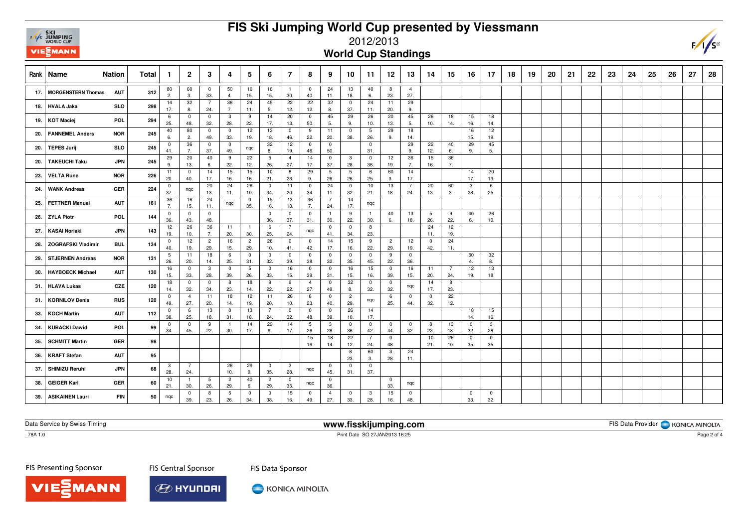# FIS Ski Jumping World Cup presented by Viessmann

## 2012/2013

## World Cup Standings

| Rank | Name | Nation | Total | 1 | 2 | 3 | 4 | 5 | 6 | 7 | 8 | 9 | 10 | 11 | 12 | 13 | 14 | 15 | 16 | 17 | 18 | 19 | 20 | 21 | 22 | 23 | 24 | 25 | 26 | 27 | 28 |
|---|---|---|---|---|---|---|---|---|---|---|---|---|---|---|---|---|---|---|---|---|---|---|---|---|---|---|---|---|---|---|---|
| 17. | MORGENSTERN Thomas | AUT | 312 | 80 2. | 60 3. | 0 33. | 50 4. | 16 15. | 16 15. | 1 30. | 0 40. | 24 11. | 13 18. | 40 6. | 8 23. | 4 27. | | | | | | | | | | | | | | | |
| 18. | HVALA Jaka | SLO | 298 | 14 17. | 32 8. | 7 24. | 36 7. | 24 11. | 45 5. | 22 12. | 22 12. | 32 8. | 0 37. | 24 11. | 11 20. | 29 9. | | | | | | | | | | | | | | | |
| 19. | KOT Maciej | POL | 294 | 6 25. | 0 48. | 0 32. | 3 28. | 9 22. | 14 17. | 20 13. | 0 50. | 45 5. | 29 9. | 26 10. | 20 13. | 45 5. | 26 10. | 18 14. | 15 16. | 18 14. | | | | | | | | | | | |
| 20. | FANNEMEL Anders | NOR | 245 | 40 6. | 80 2. | 0 49. | 0 33. | 12 19. | 13 18. | 0 46. | 9 22. | 11 20. | 0 38. | 5 26. | 29 9. | 18 14. | | | 16 15. | 12 19. | | | | | | | | | | | |
| 20. | TEPES Jurij | SLO | 245 | 0 41. | 36 7. | 0 37. | 0 49. | nqc | 32 8. | 12 19. | 0 46. | 0 50. | | 0 31. | | 29 9. | 22 12. | 40 6. | 29 9. | 45 5. | | | | | | | | | | | |
| 20. | TAKEUCHI Taku | JPN | 245 | 29 9. | 20 13. | 40 6. | 9 22. | 22 12. | 5 26. | 4 27. | 14 17. | 0 37. | 3 28. | 0 36. | 12 19. | 36 7. | 15 16. | 36 7. | | | | | | | | | | | | | |
| 23. | VELTA Rune | NOR | 226 | 11 20. | 0 40. | 14 17. | 15 16. | 15 16. | 10 21. | 8 23. | 29 9. | 5 26. | 5 26. | 6 25. | 60 3. | 14 17. | | | 14 17. | 20 13. | | | | | | | | | | | |
| 24. | WANK Andreas | GER | 224 | 0 37. | nqc | 20 13. | 24 11. | 26 10. | 0 34. | 11 20. | 0 34. | 24 11. | 0 32. | 10 21. | 13 18. | 7 24. | 20 13. | 60 3. | 3 28. | 6 25. | | | | | | | | | | | |
| 25. | FETTNER Manuel | AUT | 161 | 36 7. | 16 15. | 24 11. | nqc | 0 35. | 15 16. | 13 18. | 36 7. | 7 24. | 14 17. | nqc | | | | | | | | | | | | | | | | | |
| 26. | ZYLA Piotr | POL | 144 | 0 36. | 0 43. | 0 48. | | | 0 36. | 0 37. | 0 31. | 1 30. | 9 22. | 1 30. | 40 6. | 13 18. | 5 26. | 9 22. | 40 6. | 26 10. | | | | | | | | | | | |
| 27. | KASAI Noriaki | JPN | 143 | 12 19. | 26 10. | 36 7. | 11 20. | 1 30. | 6 25. | 7 24. | nqc | 0 41. | 0 34. | 8 23. | | | 24 11. | 12 19. | | | | | | | | | | | | | |
| 28. | ZOGRAFSKI Vladimir | BUL | 134 | 0 40. | 12 19. | 2 29. | 16 15. | 2 29. | 26 10. | 0 41. | 0 42. | 14 17. | 15 16. | 9 22. | 2 29. | 12 19. | 0 42. | 24 11. | | | | | | | | | | | | | |
| 29. | STJERNEN Andreas | NOR | 131 | 5 26. | 11 20. | 18 14. | 6 25. | 0 31. | 0 32. | 0 39. | 0 38. | 0 32. | 0 35. | 0 45. | 9 22. | 0 36. | | | 50 4. | 32 8. | | | | | | | | | | | |
| 30. | HAYBOECK Michael | AUT | 130 | 16 15. | 0 33. | 3 28. | 0 39. | 5 26. | 0 33. | 16 15. | 0 39. | 0 31. | 16 15. | 15 16. | 0 39. | 16 15. | 11 20. | 7 24. | 12 19. | 13 18. | | | | | | | | | | | |
| 31. | HLAVA Lukas | CZE | 120 | 18 14. | 0 32. | 0 34. | 8 23. | 18 14. | 9 22. | 9 22. | 4 27. | 0 49. | 32 8. | 0 32. | 0 32. | nqc | 14 17. | 8 23. | | | | | | | | | | | | | |
| 31. | KORNILOV Denis | RUS | 120 | 0 49. | 4 27. | 11 20. | 18 14. | 12 19. | 11 20. | 26 10. | 8 23. | 0 40. | 2 29. | nqc | 6 25. | 0 44. | 0 32. | 22 12. | | | | | | | | | | | | | |
| 33. | KOCH Martin | AUT | 112 | 0 38. | 6 25. | 13 18. | 0 31. | 13 18. | 7 24. | 0 32. | 0 48. | 0 39. | 26 10. | 14 17. | | | | | 18 14. | 15 16. | | | | | | | | | | | |
| 34. | KUBACKI Dawid | POL | 99 | 0 34. | 0 45. | 9 22. | 1 30. | 14 17. | 29 9. | 14 17. | 5 26. | 3 28. | 0 36. | 0 42. | 0 44. | 0 32. | 8 23. | 13 18. | 0 32. | 3 28. | | | | | | | | | | | |
| 35. | SCHMITT Martin | GER | 98 | | | | | | | | 15 16. | 18 14. | 22 12. | 7 24. | 0 48. | | 10 21. | 26 10. | 0 35. | 0 35. | | | | | | | | | | | |
| 36. | KRAFT Stefan | AUT | 95 | | | | | | | | | | 8 23. | 60 3. | 3 28. | 24 11. | | | | | | | | | | | | | | | |
| 37. | SHIMIZU Reruhi | JPN | 68 | 3 28. | 7 24. | | 26 10. | 29 9. | 0 35. | 3 28. | nqc | 0 45. | 0 31. | 0 37. | | | | | | | | | | | | | | | | | |
| 38. | GEIGER Karl | GER | 60 | 10 21. | 1 30. | 5 26. | 2 29. | 40 6. | 2 29. | 0 35. | nqc | 0 36. | | | 0 33. | nqc | | | | | | | | | | | | | | | |
| 39. | ASIKAINEN Lauri | FIN | 50 | nqc | 0 39. | 8 23. | 5 26. | 0 34. | 0 38. | 15 16. | 0 49. | 4 27. | 0 33. | 3 28. | 15 16. | 0 48. | | | 0 33. | 0 32. | | | | | | | | | | | |

Data Service by Swiss Timing — www.fisskijumping.com — FIS Data Provider KONICA MINOLTA

_78A 1.0 — Print Date SO 27JAN2013 16:25

FIS Presenting Sponsor: VIESSMANN — FIS Central Sponsor: HYUNDAI — FIS Data Sponsor: KONICA MINOLTA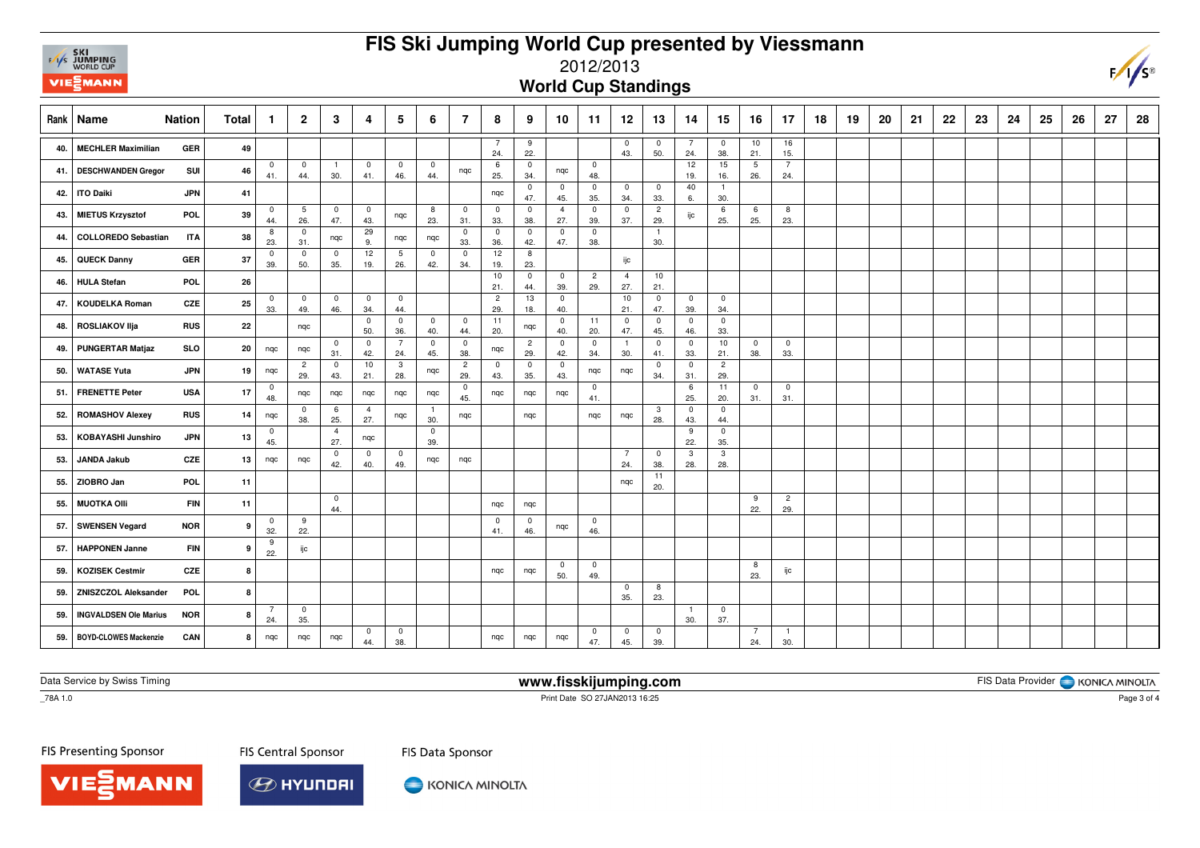# FIS Ski Jumping World Cup presented by Viessmann

2012/2013

## World Cup Standings

| Rank | Name | Nation | Total | 1 | 2 | 3 | 4 | 5 | 6 | 7 | 8 | 9 | 10 | 11 | 12 | 13 | 14 | 15 | 16 | 17 | 18 | 19 | 20 | 21 | 22 | 23 | 24 | 25 | 26 | 27 | 28 |
|---|---|---|---|---|---|---|---|---|---|---|---|---|---|---|---|---|---|---|---|---|---|---|---|---|---|---|---|---|---|---|---|
| 40. | MECHLER Maximilian | GER | 49 | | | | | | | | 7 24. | 9 22. | | | 0 43. | 0 50. | 7 24. | 0 38. | 10 21. | 16 15. | | | | | | | | | | | |
| 41. | DESCHWANDEN Gregor | SUI | 46 | 0 41. | 0 44. | 1 30. | 0 41. | 0 46. | 0 44. | nqc | 6 25. | 0 34. | nqc | 0 48. | | | 12 19. | 15 16. | 5 26. | 7 24. | | | | | | | | | | | |
| 42. | ITO Daiki | JPN | 41 | | | | | | | | nqc | 0 47. | 0 45. | 0 35. | 0 34. | 0 33. | 40 6. | 1 30. | | | | | | | | | | | | | |
| 43. | MIETUS Krzysztof | POL | 39 | 0 44. | 5 26. | 0 47. | 0 43. | nqc | 8 23. | 0 31. | 0 33. | 0 38. | 4 27. | 0 39. | 0 37. | 2 29. | ijc | 6 25. | 6 25. | 8 23. | | | | | | | | | | | |
| 44. | COLLOREDO Sebastian | ITA | 38 | 8 23. | 0 31. | nqc | 29 9. | nqc | nqc | 0 33. | 0 36. | 0 42. | 0 47. | 0 38. | | 1 30. | | | | | | | | | | | | | | | |
| 45. | QUECK Danny | GER | 37 | 0 39. | 0 50. | 0 35. | 12 19. | 5 26. | 0 42. | 0 34. | 12 19. | 8 23. | | | ijc | | | | | | | | | | | | | | | | |
| 46. | HULA Stefan | POL | 26 | | | | | | | | 10 21. | 0 44. | 0 39. | 2 29. | 4 27. | 10 21. | | | | | | | | | | | | | | | |
| 47. | KOUDELKA Roman | CZE | 25 | 0 33. | 0 49. | 0 46. | 0 34. | 0 44. | | | 2 29. | 13 18. | 0 40. | | 10 21. | 0 47. | 0 39. | 0 34. | | | | | | | | | | | | | |
| 48. | ROSLIAKOV Ilja | RUS | 22 | | nqc | | 0 50. | 0 36. | 0 40. | 0 44. | 11 20. | nqc | 0 40. | 11 20. | 0 47. | 0 45. | 0 46. | 0 33. | | | | | | | | | | | | | |
| 49. | PUNGERTAR Matjaz | SLO | 20 | nqc | nqc | 0 31. | 0 42. | 7 24. | 0 45. | 0 38. | nqc | 2 29. | 0 42. | 0 34. | 1 30. | 0 41. | 0 33. | 10 21. | 0 38. | 0 33. | | | | | | | | | | | |
| 50. | WATASE Yuta | JPN | 19 | nqc | 2 29. | 0 43. | 10 21. | 3 28. | nqc | 2 29. | 0 43. | 0 35. | 0 43. | nqc | nqc | 0 34. | 0 31. | 2 29. | | | | | | | | | | | | | |
| 51. | FRENETTE Peter | USA | 17 | 0 48. | nqc | nqc | nqc | nqc | nqc | 0 45. | nqc | nqc | nqc | 0 41. | | | 6 25. | 11 20. | 0 31. | 0 31. | | | | | | | | | | | |
| 52. | ROMASHOV Alexey | RUS | 14 | nqc | 0 38. | 6 25. | 4 27. | nqc | 1 30. | nqc | | nqc | | nqc | nqc | 3 28. | 0 43. | 0 44. | | | | | | | | | | | | | |
| 53. | KOBAYASHI Junshiro | JPN | 13 | 0 45. | | 4 27. | nqc | | 0 39. | | | | | | | | 9 22. | 0 35. | | | | | | | | | | | | | |
| 53. | JANDA Jakub | CZE | 13 | nqc | nqc | 0 42. | 0 40. | 0 49. | nqc | nqc | | | | | 7 24. | 0 38. | 3 28. | 3 28. | | | | | | | | | | | | | |
| 55. | ZIOBRO Jan | POL | 11 | | | | | | | | | | | | nqc | 11 20. | | | | | | | | | | | | | | | |
| 55. | MUOTKA Olli | FIN | 11 | | | 0 44. | | | | | nqc | nqc | | | | | | | 9 22. | 2 29. | | | | | | | | | | | |
| 57. | SWENSEN Vegard | NOR | 9 | 0 32. | 9 22. | | | | | | 0 41. | 0 46. | nqc | 0 46. | | | | | | | | | | | | | | | | | |
| 57. | HAPPONEN Janne | FIN | 9 | 9 22. | ijc | | | | | | | | | | | | | | | | | | | | | | | | | | |
| 59. | KOZISEK Cestmir | CZE | 8 | | | | | | | | nqc | nqc | 0 50. | 0 49. | | | | | 8 23. | ijc | | | | | | | | | | | |
| 59. | ZNISZCZOL Aleksander | POL | 8 | | | | | | | | | | | | 0 35. | 8 23. | | | | | | | | | | | | | | | |
| 59. | INGVALDSEN Ole Marius | NOR | 8 | 7 24. | 0 35. | | | | | | | | | | | | 1 30. | 0 37. | | | | | | | | | | | | | |
| 59. | BOYD-CLOWES Mackenzie | CAN | 8 | nqc | nqc | nqc | 0 44. | 0 38. | | | nqc | nqc | nqc | 0 47. | 0 45. | 0 39. | | | 7 24. | 1 30. | | | | | | | | | | | |

Data Service by Swiss Timing

www.fisskijumping.com

FIS Data Provider KONICA MINOLTA

_78A 1.0

Print Date SO 27JAN2013 16:25

FIS Presenting Sponsor VIESSMANN — FIS Central Sponsor HYUNDAI — FIS Data Sponsor KONICA MINOLTA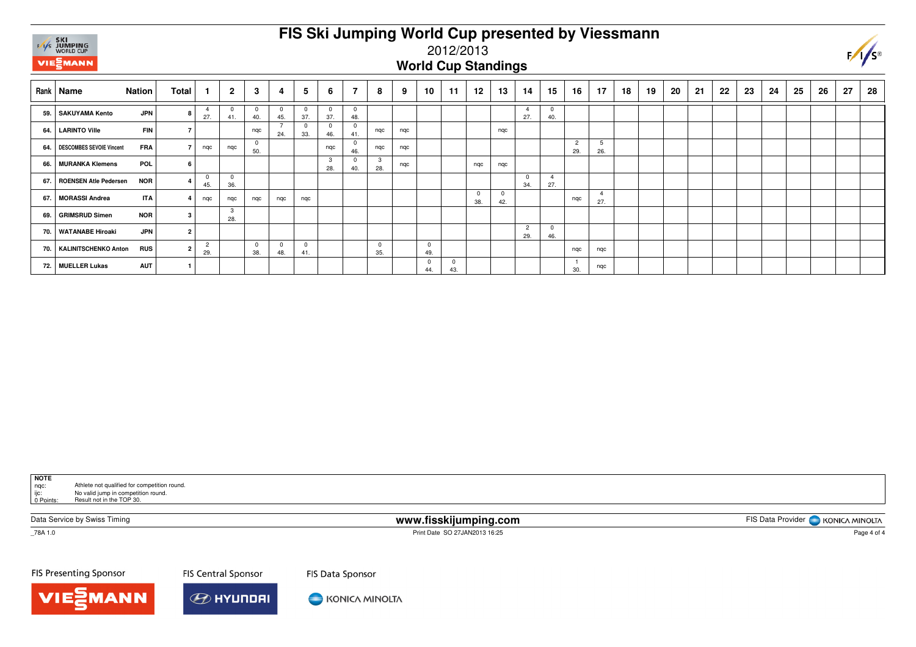# FIS Ski Jumping World Cup presented by Viessmann

2012/2013

## World Cup Standings

| Rank | Name | Nation | Total | 1 | 2 | 3 | 4 | 5 | 6 | 7 | 8 | 9 | 10 | 11 | 12 | 13 | 14 | 15 | 16 | 17 | 18 | 19 | 20 | 21 | 22 | 23 | 24 | 25 | 26 | 27 | 28 |
|---|---|---|---|---|---|---|---|---|---|---|---|---|---|---|---|---|---|---|---|---|---|---|---|---|---|---|---|---|---|---|---|
| 59. | SAKUYAMA Kento | JPN | 8 | 4 27. | 0 41. | 0 40. | 0 45. | 0 37. | 0 37. | 0 48. | | | | | | | 4 27. | 0 40. | | | | | | | | | | | | | |
| 64. | LARINTO Ville | FIN | 7 | | | nqc | 7 24. | 0 33. | 0 46. | 0 41. | nqc | nqc | | | | nqc | | | | | | | | | | | | | | | |
| 64. | DESCOMBES SEVOIE Vincent | FRA | 7 | nqc | nqc | 0 50. | | | nqc | 0 46. | nqc | nqc | | | | | | | 2 29. | 5 26. | | | | | | | | | | | |
| 66. | MURANKA Klemens | POL | 6 | | | | | | 3 28. | 0 40. | 3 28. | nqc | | | nqc | nqc | | | | | | | | | | | | | | | |
| 67. | ROENSEN Atle Pedersen | NOR | 4 | 0 45. | 0 36. | | | | | | | | | | | | 0 34. | 4 27. | | | | | | | | | | | | | |
| 67. | MORASSI Andrea | ITA | 4 | nqc | nqc | nqc | nqc | nqc | | | | | | | 0 38. | 0 42. | | | nqc | 4 27. | | | | | | | | | | | |
| 69. | GRIMSRUD Simen | NOR | 3 | | 3 28. | | | | | | | | | | | | | | | | | | | | | | | | | | |
| 70. | WATANABE Hiroaki | JPN | 2 | | | | | | | | | | | | | | 2 29. | 0 46. | | | | | | | | | | | | | |
| 70. | KALINITSCHENKO Anton | RUS | 2 | 2 29. | | 0 38. | 0 48. | 0 41. | | | 0 35. | | 0 49. | | | | | | nqc | nqc | | | | | | | | | | | |
| 72. | MUELLER Lukas | AUT | 1 | | | | | | | | | | 0 44. | 0 43. | | | | | 1 30. | nqc | | | | | | | | | | | |

**NOTE**

nqc: Athlete not qualified for competition round.
ijc: No valid jump in competition round.
0 Points: Result not in the TOP 30.

Data Service by Swiss Timing

www.fisskijumping.com

FIS Data Provider KONICA MINOLTA

_78A 1.0

Print Date SO 27JAN2013 16:25

FIS Presenting Sponsor VIESSMANN

FIS Central Sponsor HYUNDAI

FIS Data Sponsor KONICA MINOLTA